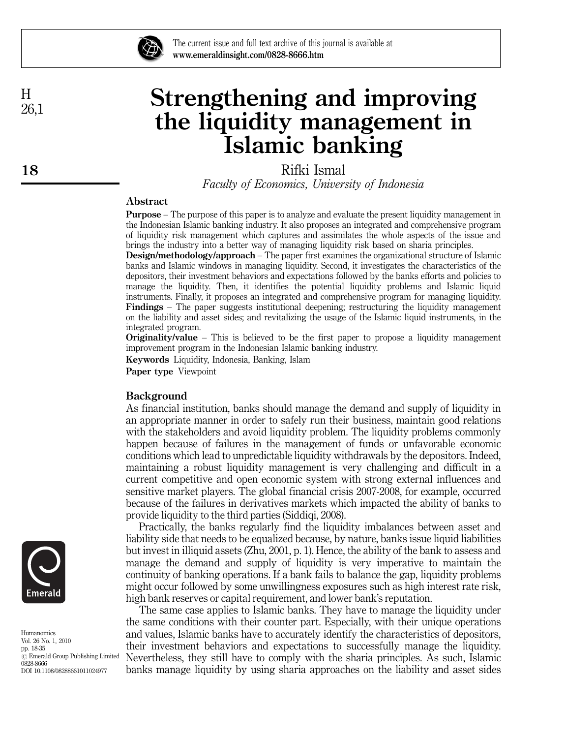# Strengthening and improving the liquidity management in Islamic banking

Rifki Ismal

*Faculty of Economics, University of Indonesia*

## Abstract

**Purpose** – The purpose of this paper is to analyze and evaluate the present liquidity management in the Indonesian Islamic banking industry. It also proposes an integrated and comprehensive program of liquidity risk management which captures and assimilates the whole aspects of the issue and brings the industry into a better way of managing liquidity risk based on sharia principles.

**Design/methodology/approach** – The paper first examines the organizational structure of Islamic banks and Islamic windows in managing liquidity. Second, it investigates the characteristics of the depositors, their investment behaviors and expectations followed by the banks efforts and policies to manage the liquidity. Then, it identifies the potential liquidity problems and Islamic liquid instruments. Finally, it proposes an integrated and comprehensive program for managing liquidity.

**Findings** – The paper suggests institutional deepening; restructuring the liquidity management on the liability and asset sides; and revitalizing the usage of the Islamic liquid instruments, in the integrated program.

**Originality/value** – This is believed to be the first paper to propose a liquidity management improvement program in the Indonesian Islamic banking industry.

**Keywords** Liquidity, Indonesia, Banking, Islam

**Paper type** Viewpoint

## Background

As financial institution, banks should manage the demand and supply of liquidity in an appropriate manner in order to safely run their business, maintain good relations with the stakeholders and avoid liquidity problem. The liquidity problems commonly happen because of failures in the management of funds or unfavorable economic conditions which lead to unpredictable liquidity withdrawals by the depositors. Indeed, maintaining a robust liquidity management is very challenging and difficult in a current competitive and open economic system with strong external influences and sensitive market players. The global financial crisis 2007-2008, for example, occurred because of the failures in derivatives markets which impacted the ability of banks to provide liquidity to the third parties (Siddiqi, 2008).

Practically, the banks regularly find the liquidity imbalances between asset and liability side that needs to be equalized because, by nature, banks issue liquid liabilities but invest in illiquid assets (Zhu, 2001, p. 1). Hence, the ability of the bank to assess and manage the demand and supply of liquidity is very imperative to maintain the continuity of banking operations. If a bank fails to balance the gap, liquidity problems might occur followed by some unwillingness exposures such as high interest rate risk, high bank reserves or capital requirement, and lower bank's reputation.

The same case applies to Islamic banks. They have to manage the liquidity under the same conditions with their counter part. Especially, with their unique operations and values, Islamic banks have to accurately identify the characteristics of depositors, their investment behaviors and expectations to successfully manage the liquidity. Nevertheless, they still have to comply with the sharia principles. As such, Islamic banks manage liquidity by using sharia approaches on the liability and asset sides

Humanomics
Vol. 26 No. 1, 2010
pp. 18-35
© Emerald Group Publishing Limited
0828-8666
DOI 10.1108/08288661011024977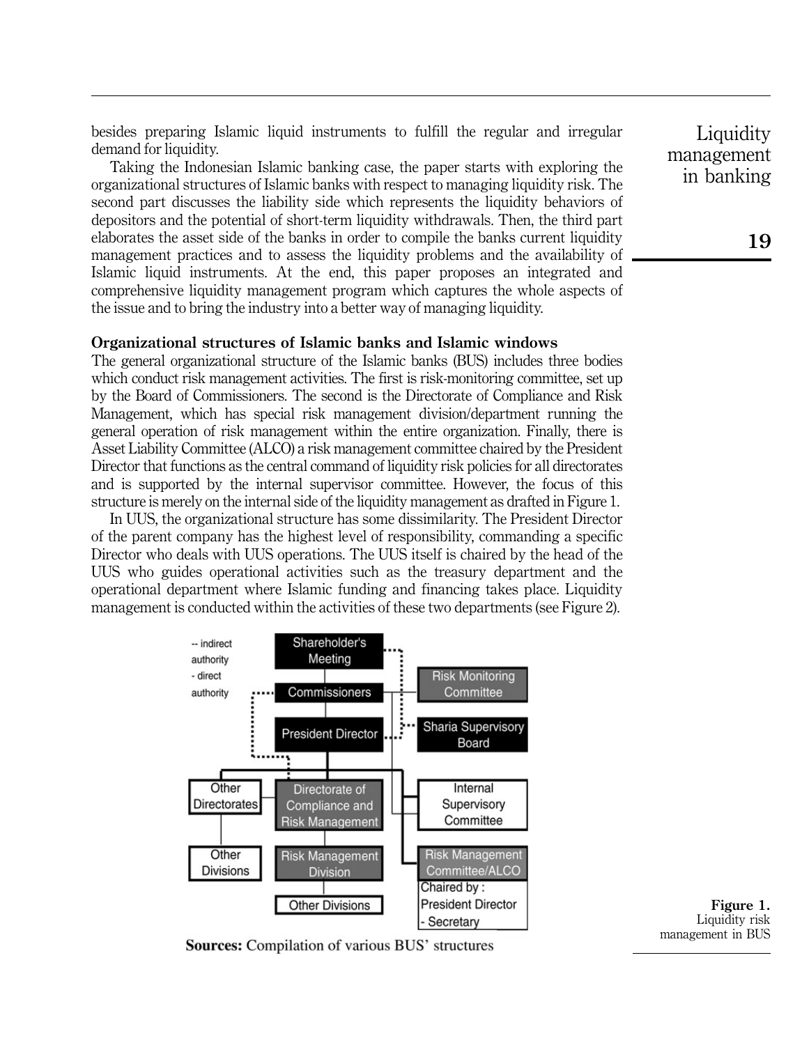besides preparing Islamic liquid instruments to fulfill the regular and irregular demand for liquidity.

Taking the Indonesian Islamic banking case, the paper starts with exploring the organizational structures of Islamic banks with respect to managing liquidity risk. The second part discusses the liability side which represents the liquidity behaviors of depositors and the potential of short-term liquidity withdrawals. Then, the third part elaborates the asset side of the banks in order to compile the banks current liquidity management practices and to assess the liquidity problems and the availability of Islamic liquid instruments. At the end, this paper proposes an integrated and comprehensive liquidity management program which captures the whole aspects of the issue and to bring the industry into a better way of managing liquidity.

## Organizational structures of Islamic banks and Islamic windows

The general organizational structure of the Islamic banks (BUS) includes three bodies which conduct risk management activities. The first is risk-monitoring committee, set up by the Board of Commissioners. The second is the Directorate of Compliance and Risk Management, which has special risk management division/department running the general operation of risk management within the entire organization. Finally, there is Asset Liability Committee (ALCO) a risk management committee chaired by the President Director that functions as the central command of liquidity risk policies for all directorates and is supported by the internal supervisor committee. However, the focus of this structure is merely on the internal side of the liquidity management as drafted in Figure 1.

In UUS, the organizational structure has some dissimilarity. The President Director of the parent company has the highest level of responsibility, commanding a specific Director who deals with UUS operations. The UUS itself is chaired by the head of the UUS who guides operational activities such as the treasury department and the operational department where Islamic funding and financing takes place. Liquidity management is conducted within the activities of these two departments (see Figure 2).

-- indirect authority
- direct authority

Shareholder's Meeting

Commissioners

Risk Monitoring Committee

President Director

Sharia Supervisory Board

Other Directorates

Directorate of Compliance and Risk Management

Internal Supervisory Committee

Other Divisions

Risk Management Division

Risk Management Committee/ALCO

Chaired by : President Director - Secretary

Other Divisions

**Sources:** Compilation of various BUS' structures

**Figure 1.** Liquidity risk management in BUS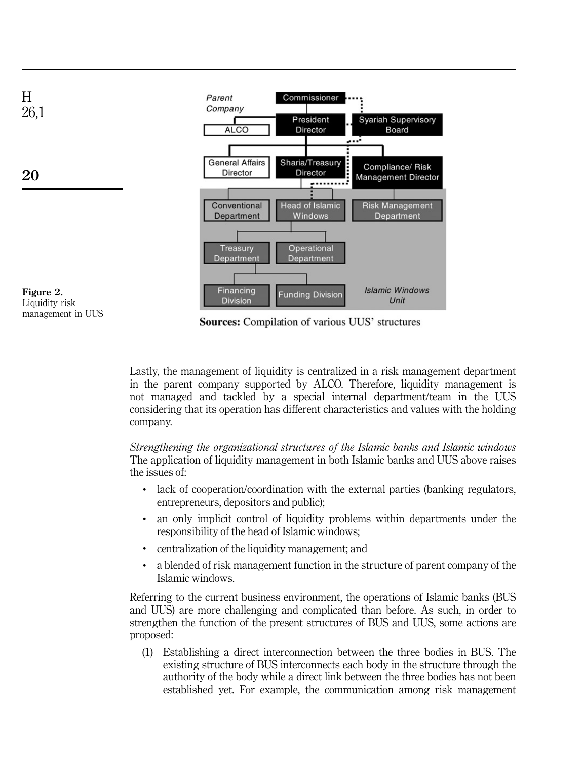Figure 2. Liquidity risk management in UUS

Sources: Compilation of various UUS' structures

Lastly, the management of liquidity is centralized in a risk management department in the parent company supported by ALCO. Therefore, liquidity management is not managed and tackled by a special internal department/team in the UUS considering that its operation has different characteristics and values with the holding company.

*Strengthening the organizational structures of the Islamic banks and Islamic windows*

The application of liquidity management in both Islamic banks and UUS above raises the issues of:

- lack of cooperation/coordination with the external parties (banking regulators, entrepreneurs, depositors and public);
- an only implicit control of liquidity problems within departments under the responsibility of the head of Islamic windows;
- centralization of the liquidity management; and
- a blended of risk management function in the structure of parent company of the Islamic windows.

Referring to the current business environment, the operations of Islamic banks (BUS and UUS) are more challenging and complicated than before. As such, in order to strengthen the function of the present structures of BUS and UUS, some actions are proposed:

(1) Establishing a direct interconnection between the three bodies in BUS. The existing structure of BUS interconnects each body in the structure through the authority of the body while a direct link between the three bodies has not been established yet. For example, the communication among risk management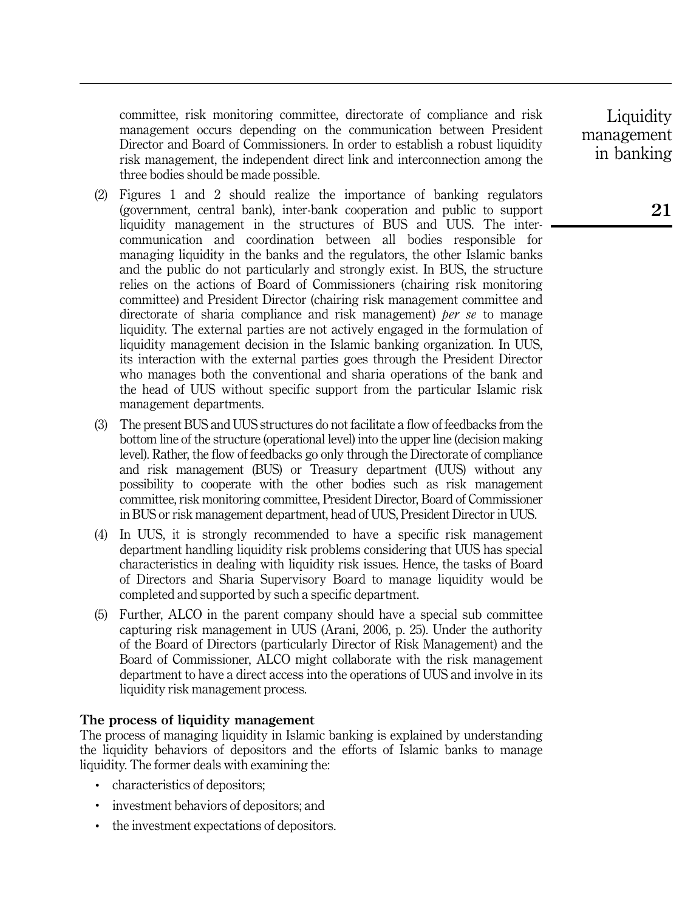committee, risk monitoring committee, directorate of compliance and risk management occurs depending on the communication between President Director and Board of Commissioners. In order to establish a robust liquidity risk management, the independent direct link and interconnection among the three bodies should be made possible.

(2) Figures 1 and 2 should realize the importance of banking regulators (government, central bank), inter-bank cooperation and public to support liquidity management in the structures of BUS and UUS. The inter-communication and coordination between all bodies responsible for managing liquidity in the banks and the regulators, the other Islamic banks and the public do not particularly and strongly exist. In BUS, the structure relies on the actions of Board of Commissioners (chairing risk monitoring committee) and President Director (chairing risk management committee and directorate of sharia compliance and risk management) *per se* to manage liquidity. The external parties are not actively engaged in the formulation of liquidity management decision in the Islamic banking organization. In UUS, its interaction with the external parties goes through the President Director who manages both the conventional and sharia operations of the bank and the head of UUS without specific support from the particular Islamic risk management departments.

(3) The present BUS and UUS structures do not facilitate a flow of feedbacks from the bottom line of the structure (operational level) into the upper line (decision making level). Rather, the flow of feedbacks go only through the Directorate of compliance and risk management (BUS) or Treasury department (UUS) without any possibility to cooperate with the other bodies such as risk management committee, risk monitoring committee, President Director, Board of Commissioner in BUS or risk management department, head of UUS, President Director in UUS.

(4) In UUS, it is strongly recommended to have a specific risk management department handling liquidity risk problems considering that UUS has special characteristics in dealing with liquidity risk issues. Hence, the tasks of Board of Directors and Sharia Supervisory Board to manage liquidity would be completed and supported by such a specific department.

(5) Further, ALCO in the parent company should have a special sub committee capturing risk management in UUS (Arani, 2006, p. 25). Under the authority of the Board of Directors (particularly Director of Risk Management) and the Board of Commissioner, ALCO might collaborate with the risk management department to have a direct access into the operations of UUS and involve in its liquidity risk management process.

### The process of liquidity management

The process of managing liquidity in Islamic banking is explained by understanding the liquidity behaviors of depositors and the efforts of Islamic banks to manage liquidity. The former deals with examining the:

- characteristics of depositors;
- investment behaviors of depositors; and
- the investment expectations of depositors.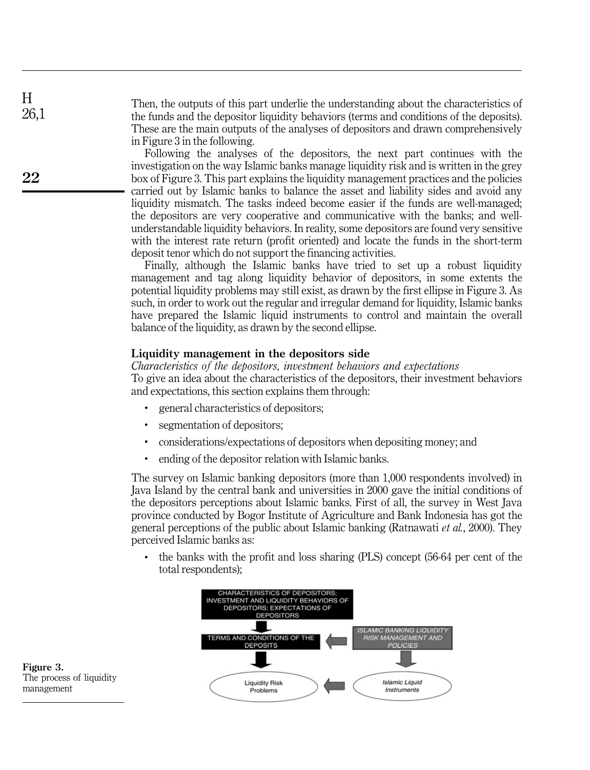Then, the outputs of this part underlie the understanding about the characteristics of the funds and the depositor liquidity behaviors (terms and conditions of the deposits). These are the main outputs of the analyses of depositors and drawn comprehensively in Figure 3 in the following.

Following the analyses of the depositors, the next part continues with the investigation on the way Islamic banks manage liquidity risk and is written in the grey box of Figure 3. This part explains the liquidity management practices and the policies carried out by Islamic banks to balance the asset and liability sides and avoid any liquidity mismatch. The tasks indeed become easier if the funds are well-managed; the depositors are very cooperative and communicative with the banks; and well-understandable liquidity behaviors. In reality, some depositors are found very sensitive with the interest rate return (profit oriented) and locate the funds in the short-term deposit tenor which do not support the financing activities.

Finally, although the Islamic banks have tried to set up a robust liquidity management and tag along liquidity behavior of depositors, in some extents the potential liquidity problems may still exist, as drawn by the first ellipse in Figure 3. As such, in order to work out the regular and irregular demand for liquidity, Islamic banks have prepared the Islamic liquid instruments to control and maintain the overall balance of the liquidity, as drawn by the second ellipse.

## Liquidity management in the depositors side

*Characteristics of the depositors, investment behaviors and expectations*

To give an idea about the characteristics of the depositors, their investment behaviors and expectations, this section explains them through:

- general characteristics of depositors;
- segmentation of depositors;
- considerations/expectations of depositors when depositing money; and
- ending of the depositor relation with Islamic banks.

The survey on Islamic banking depositors (more than 1,000 respondents involved) in Java Island by the central bank and universities in 2000 gave the initial conditions of the depositors perceptions about Islamic banks. First of all, the survey in West Java province conducted by Bogor Institute of Agriculture and Bank Indonesia has got the general perceptions of the public about Islamic banking (Ratnawati *et al.*, 2000). They perceived Islamic banks as:

- the banks with the profit and loss sharing (PLS) concept (56-64 per cent of the total respondents);

CHARACTERISTICS OF DEPOSITORS; INVESTMENT AND LIQUIDITY BEHAVIORS OF DEPOSITORS; EXPECTATIONS OF DEPOSITORS → TERMS AND CONDITIONS OF THE DEPOSITS → Liquidity Risk Problems

ISLAMIC BANKING LIQUIDITY RISK MANAGEMENT AND POLICIES → TERMS AND CONDITIONS OF THE DEPOSITS; ISLAMIC BANKING LIQUIDITY RISK MANAGEMENT AND POLICIES → Islamic Liquid Instruments → Liquidity Risk Problems

**Figure 3.** The process of liquidity management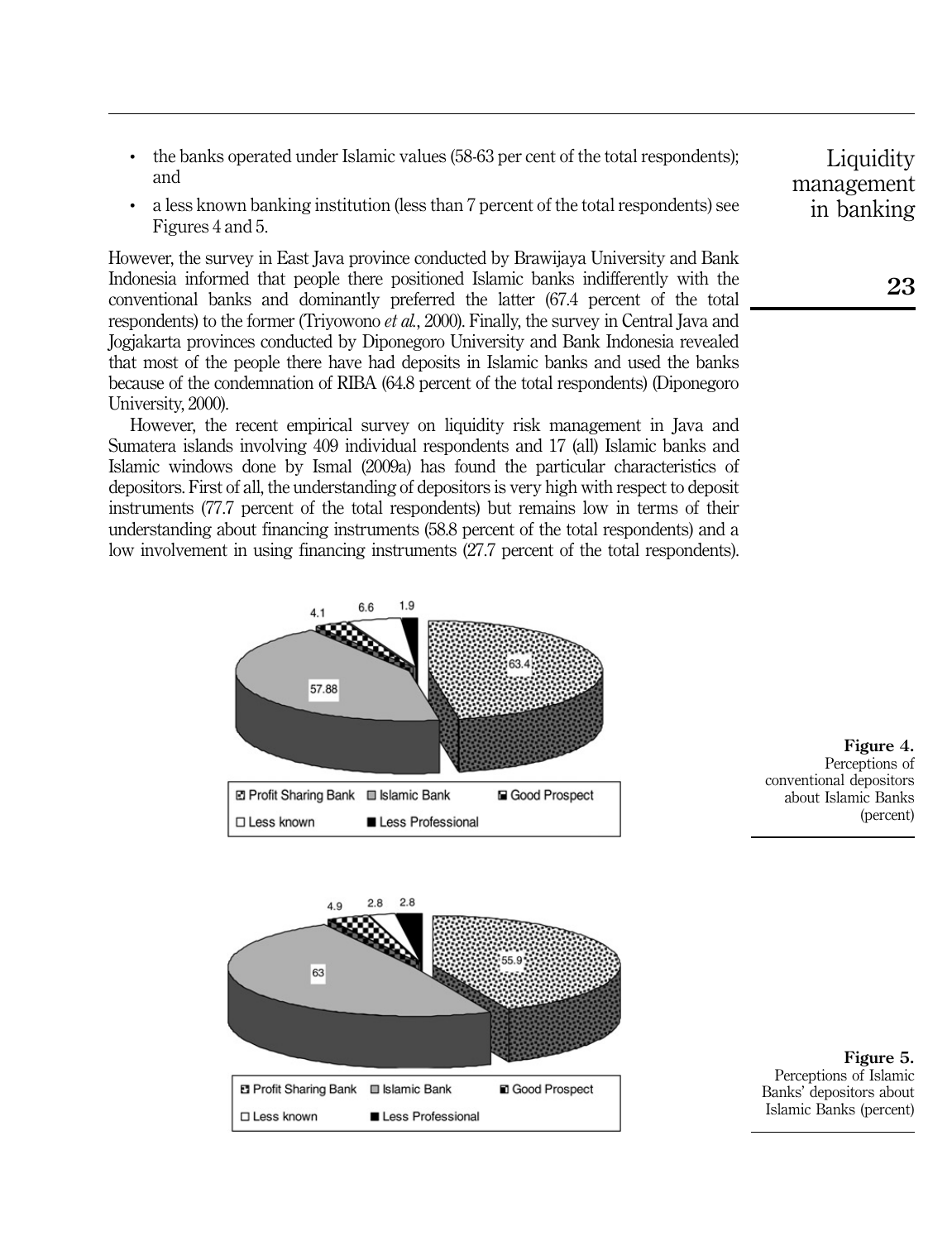- the banks operated under Islamic values (58-63 per cent of the total respondents); and
- a less known banking institution (less than 7 percent of the total respondents) see Figures 4 and 5.

However, the survey in East Java province conducted by Brawijaya University and Bank Indonesia informed that people there positioned Islamic banks indifferently with the conventional banks and dominantly preferred the latter (67.4 percent of the total respondents) to the former (Triyowono *et al.*, 2000). Finally, the survey in Central Java and Jogjakarta provinces conducted by Diponegoro University and Bank Indonesia revealed that most of the people there have had deposits in Islamic banks and used the banks because of the condemnation of RIBA (64.8 percent of the total respondents) (Diponegoro University, 2000).

However, the recent empirical survey on liquidity risk management in Java and Sumatera islands involving 409 individual respondents and 17 (all) Islamic banks and Islamic windows done by Ismal (2009a) has found the particular characteristics of depositors. First of all, the understanding of depositors is very high with respect to deposit instruments (77.7 percent of the total respondents) but remains low in terms of their understanding about financing instruments (58.8 percent of the total respondents) and a low involvement in using financing instruments (27.7 percent of the total respondents).

**Figure 4.** Perceptions of conventional depositors about Islamic Banks (percent)

**Figure 5.** Perceptions of Islamic Banks' depositors about Islamic Banks (percent)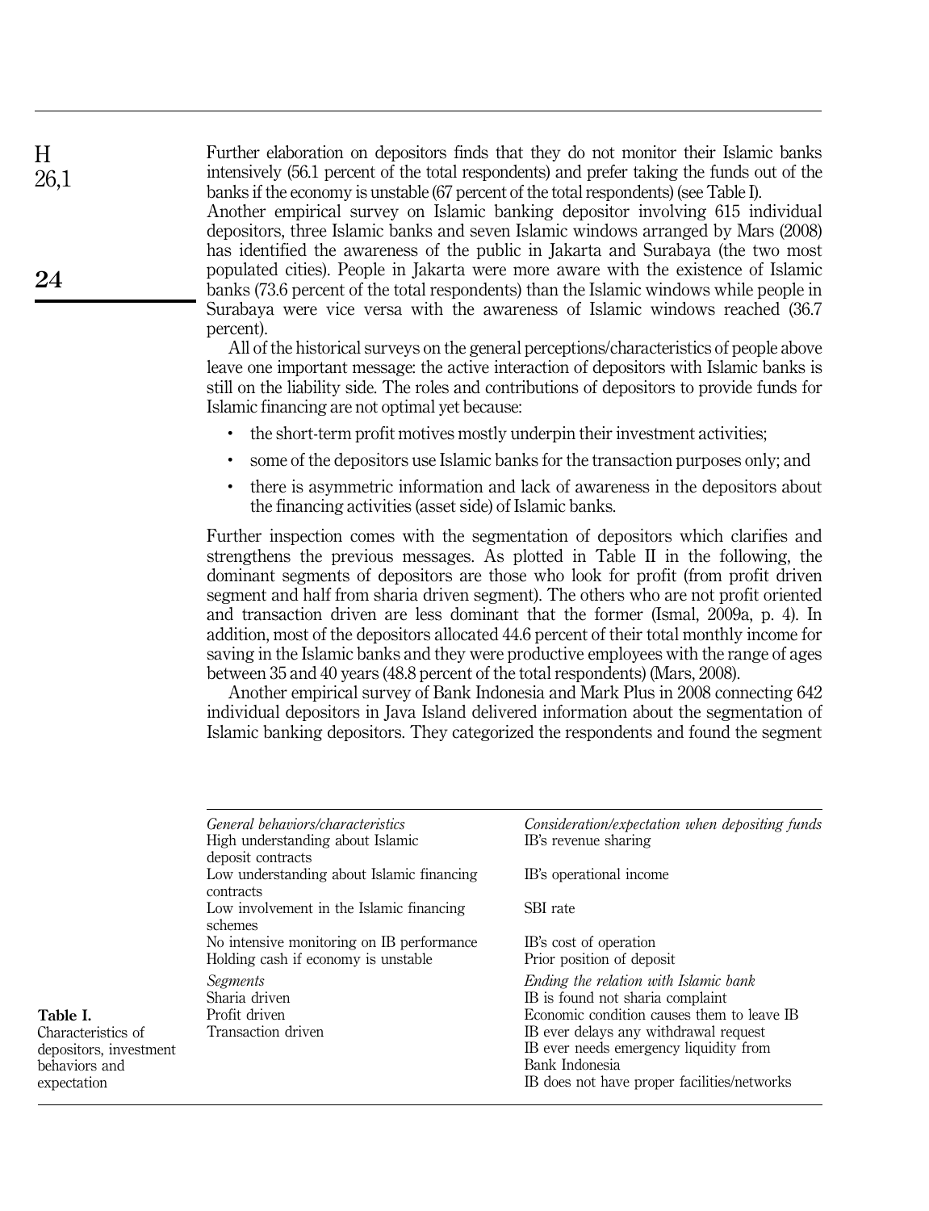Further elaboration on depositors finds that they do not monitor their Islamic banks intensively (56.1 percent of the total respondents) and prefer taking the funds out of the banks if the economy is unstable (67 percent of the total respondents) (see Table I).

Another empirical survey on Islamic banking depositor involving 615 individual depositors, three Islamic banks and seven Islamic windows arranged by Mars (2008) has identified the awareness of the public in Jakarta and Surabaya (the two most populated cities). People in Jakarta were more aware with the existence of Islamic banks (73.6 percent of the total respondents) than the Islamic windows while people in Surabaya were vice versa with the awareness of Islamic windows reached (36.7 percent).

All of the historical surveys on the general perceptions/characteristics of people above leave one important message: the active interaction of depositors with Islamic banks is still on the liability side. The roles and contributions of depositors to provide funds for Islamic financing are not optimal yet because:

- the short-term profit motives mostly underpin their investment activities;
- some of the depositors use Islamic banks for the transaction purposes only; and
- there is asymmetric information and lack of awareness in the depositors about the financing activities (asset side) of Islamic banks.

Further inspection comes with the segmentation of depositors which clarifies and strengthens the previous messages. As plotted in Table II in the following, the dominant segments of depositors are those who look for profit (from profit driven segment and half from sharia driven segment). The others who are not profit oriented and transaction driven are less dominant that the former (Ismal, 2009a, p. 4). In addition, most of the depositors allocated 44.6 percent of their total monthly income for saving in the Islamic banks and they were productive employees with the range of ages between 35 and 40 years (48.8 percent of the total respondents) (Mars, 2008).

Another empirical survey of Bank Indonesia and Mark Plus in 2008 connecting 642 individual depositors in Java Island delivered information about the segmentation of Islamic banking depositors. They categorized the respondents and found the segment

| *General behaviors/characteristics* | *Consideration/expectation when depositing funds* |
|---|---|
| High understanding about Islamic deposit contracts | IB's revenue sharing |
| Low understanding about Islamic financing contracts | IB's operational income |
| Low involvement in the Islamic financing schemes | SBI rate |
| No intensive monitoring on IB performance | IB's cost of operation |
| Holding cash if economy is unstable | Prior position of deposit |
| *Segments* | *Ending the relation with Islamic bank* |
| Sharia driven | IB is found not sharia complaint |
| Profit driven | Economic condition causes them to leave IB |
| Transaction driven | IB ever delays any withdrawal request |
| | IB ever needs emergency liquidity from Bank Indonesia |
| | IB does not have proper facilities/networks |

**Table I.** Characteristics of depositors, investment behaviors and expectation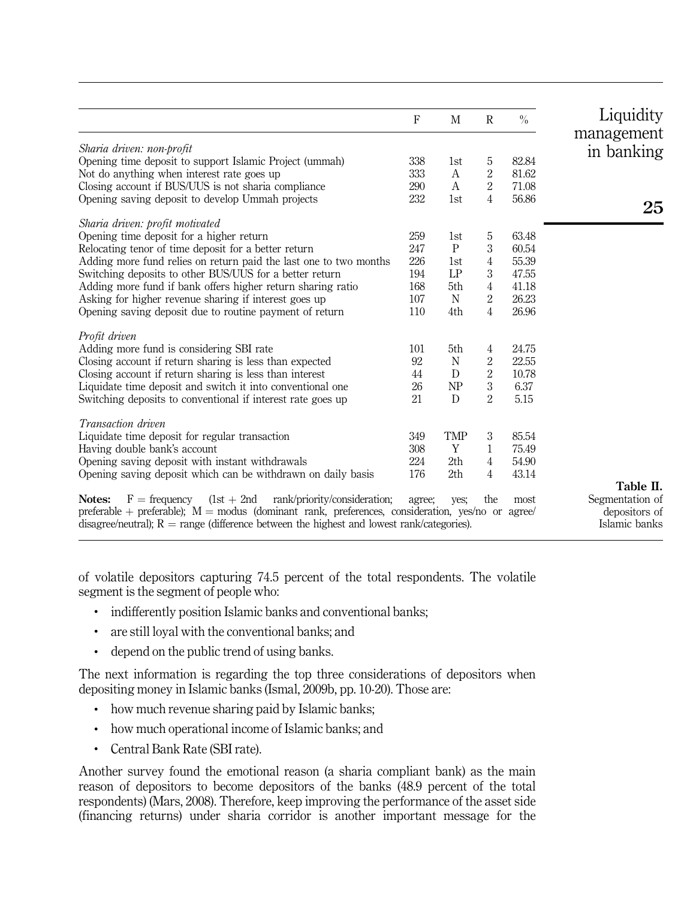**Table II.** Segmentation of depositors of Islamic banks

| | F | M | R | % |
|---|---|---|---|---|
| *Sharia driven: non-profit* | | | | |
| Opening time deposit to support Islamic Project (ummah) | 338 | 1st | 5 | 82.84 |
| Not do anything when interest rate goes up | 333 | A | 2 | 81.62 |
| Closing account if BUS/UUS is not sharia compliance | 290 | A | 2 | 71.08 |
| Opening saving deposit to develop Ummah projects | 232 | 1st | 4 | 56.86 |
| *Sharia driven: profit motivated* | | | | |
| Opening time deposit for a higher return | 259 | 1st | 5 | 63.48 |
| Relocating tenor of time deposit for a better return | 247 | P | 3 | 60.54 |
| Adding more fund relies on return paid the last one to two months | 226 | 1st | 4 | 55.39 |
| Switching deposits to other BUS/UUS for a better return | 194 | LP | 3 | 47.55 |
| Adding more fund if bank offers higher return sharing ratio | 168 | 5th | 4 | 41.18 |
| Asking for higher revenue sharing if interest goes up | 107 | N | 2 | 26.23 |
| Opening saving deposit due to routine payment of return | 110 | 4th | 4 | 26.96 |
| *Profit driven* | | | | |
| Adding more fund is considering SBI rate | 101 | 5th | 4 | 24.75 |
| Closing account if return sharing is less than expected | 92 | N | 2 | 22.55 |
| Closing account if return sharing is less than interest | 44 | D | 2 | 10.78 |
| Liquidate time deposit and switch it into conventional one | 26 | NP | 3 | 6.37 |
| Switching deposits to conventional if interest rate goes up | 21 | D | 2 | 5.15 |
| *Transaction driven* | | | | |
| Liquidate time deposit for regular transaction | 349 | TMP | 3 | 85.54 |
| Having double bank's account | 308 | Y | 1 | 75.49 |
| Opening saving deposit with instant withdrawals | 224 | 2th | 4 | 54.90 |
| Opening saving deposit which can be withdrawn on daily basis | 176 | 2th | 4 | 43.14 |

**Notes:** F = frequency (1st + 2nd rank/priority/consideration; agree; yes; the most preferable + preferable); M = modus (dominant rank, preferences, consideration, yes/no or agree/disagree/neutral); R = range (difference between the highest and lowest rank/categories).

of volatile depositors capturing 74.5 percent of the total respondents. The volatile segment is the segment of people who:

- indifferently position Islamic banks and conventional banks;
- are still loyal with the conventional banks; and
- depend on the public trend of using banks.

The next information is regarding the top three considerations of depositors when depositing money in Islamic banks (Ismal, 2009b, pp. 10-20). Those are:

- how much revenue sharing paid by Islamic banks;
- how much operational income of Islamic banks; and
- Central Bank Rate (SBI rate).

Another survey found the emotional reason (a sharia compliant bank) as the main reason of depositors to become depositors of the banks (48.9 percent of the total respondents) (Mars, 2008). Therefore, keep improving the performance of the asset side (financing returns) under sharia corridor is another important message for the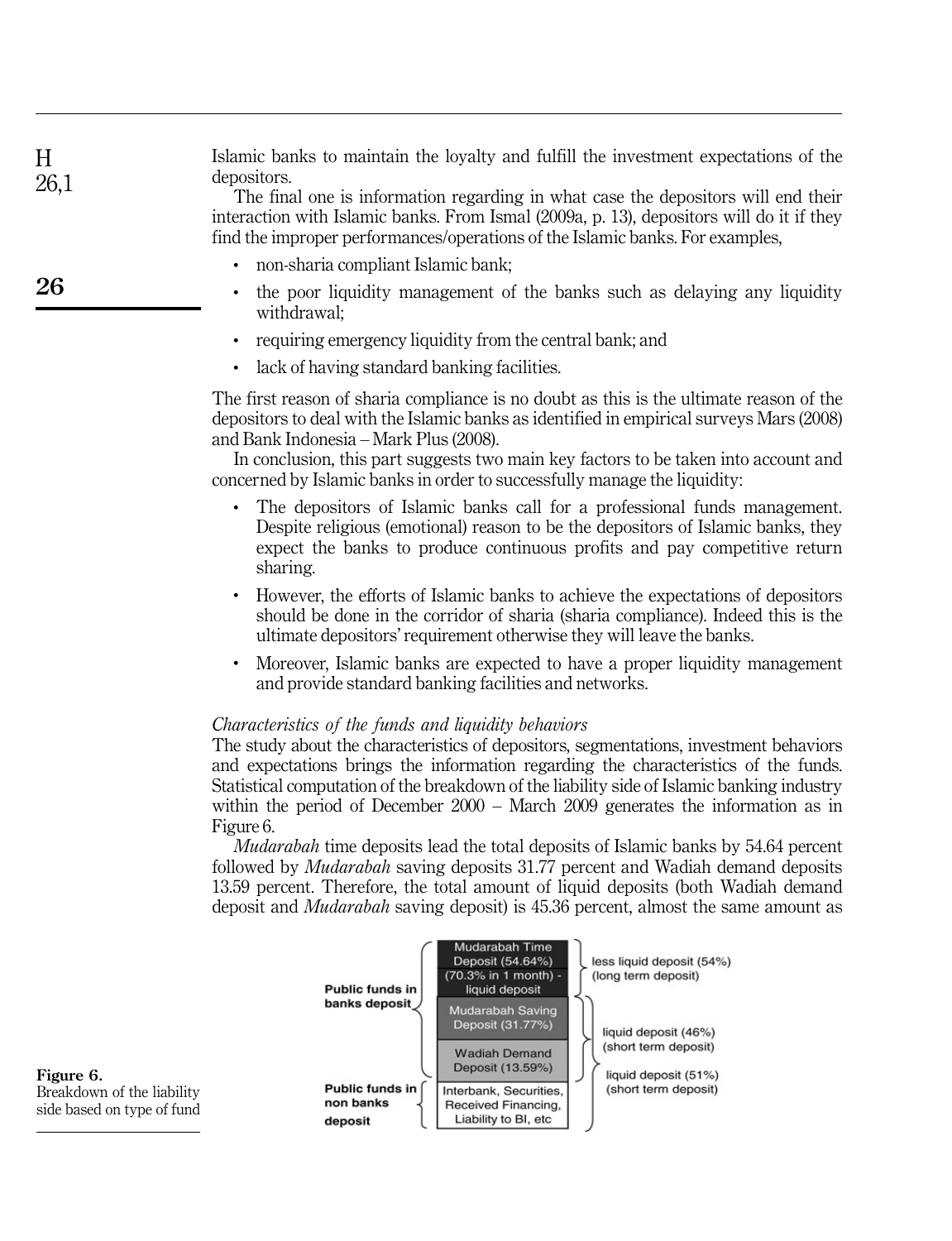Islamic banks to maintain the loyalty and fulfill the investment expectations of the depositors.

The final one is information regarding in what case the depositors will end their interaction with Islamic banks. From Ismal (2009a, p. 13), depositors will do it if they find the improper performances/operations of the Islamic banks. For examples,

- non-sharia compliant Islamic bank;
- the poor liquidity management of the banks such as delaying any liquidity withdrawal;
- requiring emergency liquidity from the central bank; and
- lack of having standard banking facilities.

The first reason of sharia compliance is no doubt as this is the ultimate reason of the depositors to deal with the Islamic banks as identified in empirical surveys Mars (2008) and Bank Indonesia – Mark Plus (2008).

In conclusion, this part suggests two main key factors to be taken into account and concerned by Islamic banks in order to successfully manage the liquidity:

- The depositors of Islamic banks call for a professional funds management. Despite religious (emotional) reason to be the depositors of Islamic banks, they expect the banks to produce continuous profits and pay competitive return sharing.
- However, the efforts of Islamic banks to achieve the expectations of depositors should be done in the corridor of sharia (sharia compliance). Indeed this is the ultimate depositors' requirement otherwise they will leave the banks.
- Moreover, Islamic banks are expected to have a proper liquidity management and provide standard banking facilities and networks.

*Characteristics of the funds and liquidity behaviors*

The study about the characteristics of depositors, segmentations, investment behaviors and expectations brings the information regarding the characteristics of the funds. Statistical computation of the breakdown of the liability side of Islamic banking industry within the period of December 2000 – March 2009 generates the information as in Figure 6.

*Mudarabah* time deposits lead the total deposits of Islamic banks by 54.64 percent followed by *Mudarabah* saving deposits 31.77 percent and Wadiah demand deposits 13.59 percent. Therefore, the total amount of liquid deposits (both Wadiah demand deposit and *Mudarabah* saving deposit) is 45.36 percent, almost the same amount as

| | Type of fund | |
|---|---|---|
| Public funds in banks deposit | Mudarabah Time Deposit (54.64%) (70.3% in 1 month) - liquid deposit | less liquid deposit (54%) (long term deposit) |
| | Mudarabah Saving Deposit (31.77%) | liquid deposit (46%) (short term deposit) |
| | Wadiah Demand Deposit (13.59%) | |
| Public funds in non banks deposit | Interbank, Securities, Received Financing, Liability to BI, etc | liquid deposit (51%) (short term deposit) |

Figure 6. Breakdown of the liability side based on type of fund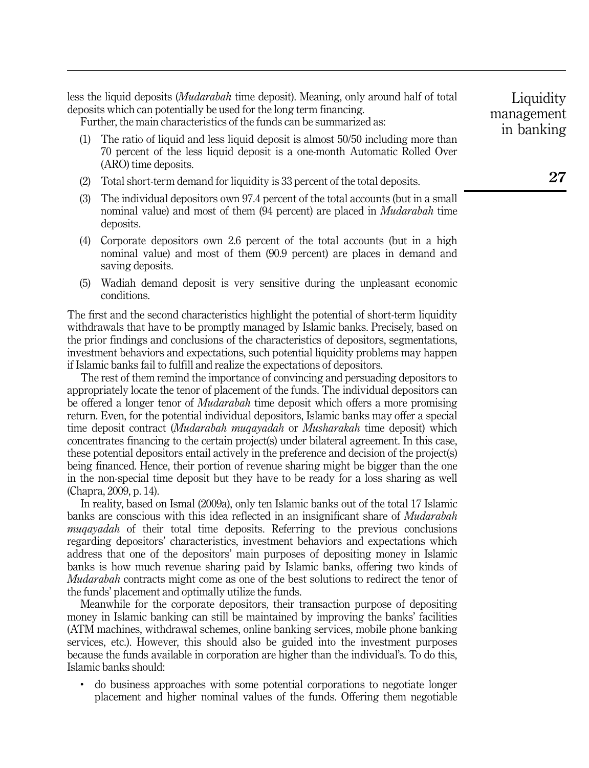less the liquid deposits (*Mudarabah* time deposit). Meaning, only around half of total deposits which can potentially be used for the long term financing.

Further, the main characteristics of the funds can be summarized as:

(1) The ratio of liquid and less liquid deposit is almost 50/50 including more than 70 percent of the less liquid deposit is a one-month Automatic Rolled Over (ARO) time deposits.

(2) Total short-term demand for liquidity is 33 percent of the total deposits.

(3) The individual depositors own 97.4 percent of the total accounts (but in a small nominal value) and most of them (94 percent) are placed in *Mudarabah* time deposits.

(4) Corporate depositors own 2.6 percent of the total accounts (but in a high nominal value) and most of them (90.9 percent) are places in demand and saving deposits.

(5) Wadiah demand deposit is very sensitive during the unpleasant economic conditions.

The first and the second characteristics highlight the potential of short-term liquidity withdrawals that have to be promptly managed by Islamic banks. Precisely, based on the prior findings and conclusions of the characteristics of depositors, segmentations, investment behaviors and expectations, such potential liquidity problems may happen if Islamic banks fail to fulfill and realize the expectations of depositors.

The rest of them remind the importance of convincing and persuading depositors to appropriately locate the tenor of placement of the funds. The individual depositors can be offered a longer tenor of *Mudarabah* time deposit which offers a more promising return. Even, for the potential individual depositors, Islamic banks may offer a special time deposit contract (*Mudarabah muqayadah* or *Musharakah* time deposit) which concentrates financing to the certain project(s) under bilateral agreement. In this case, these potential depositors entail actively in the preference and decision of the project(s) being financed. Hence, their portion of revenue sharing might be bigger than the one in the non-special time deposit but they have to be ready for a loss sharing as well (Chapra, 2009, p. 14).

In reality, based on Ismal (2009a), only ten Islamic banks out of the total 17 Islamic banks are conscious with this idea reflected in an insignificant share of *Mudarabah muqayadah* of their total time deposits. Referring to the previous conclusions regarding depositors' characteristics, investment behaviors and expectations which address that one of the depositors' main purposes of depositing money in Islamic banks is how much revenue sharing paid by Islamic banks, offering two kinds of *Mudarabah* contracts might come as one of the best solutions to redirect the tenor of the funds' placement and optimally utilize the funds.

Meanwhile for the corporate depositors, their transaction purpose of depositing money in Islamic banking can still be maintained by improving the banks' facilities (ATM machines, withdrawal schemes, online banking services, mobile phone banking services, etc.). However, this should also be guided into the investment purposes because the funds available in corporation are higher than the individual's. To do this, Islamic banks should:

- do business approaches with some potential corporations to negotiate longer placement and higher nominal values of the funds. Offering them negotiable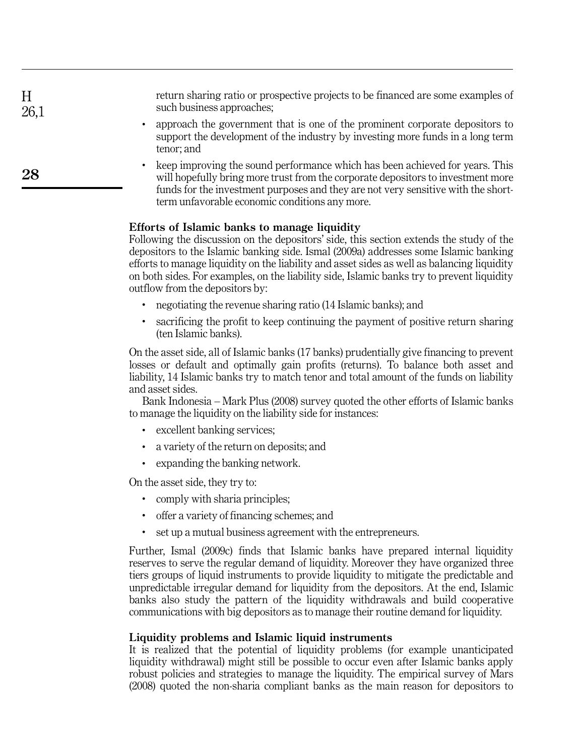return sharing ratio or prospective projects to be financed are some examples of such business approaches;

- approach the government that is one of the prominent corporate depositors to support the development of the industry by investing more funds in a long term tenor; and
- keep improving the sound performance which has been achieved for years. This will hopefully bring more trust from the corporate depositors to investment more funds for the investment purposes and they are not very sensitive with the short-term unfavorable economic conditions any more.

### Efforts of Islamic banks to manage liquidity

Following the discussion on the depositors' side, this section extends the study of the depositors to the Islamic banking side. Ismal (2009a) addresses some Islamic banking efforts to manage liquidity on the liability and asset sides as well as balancing liquidity on both sides. For examples, on the liability side, Islamic banks try to prevent liquidity outflow from the depositors by:

- negotiating the revenue sharing ratio (14 Islamic banks); and
- sacrificing the profit to keep continuing the payment of positive return sharing (ten Islamic banks).

On the asset side, all of Islamic banks (17 banks) prudentially give financing to prevent losses or default and optimally gain profits (returns). To balance both asset and liability, 14 Islamic banks try to match tenor and total amount of the funds on liability and asset sides.

Bank Indonesia – Mark Plus (2008) survey quoted the other efforts of Islamic banks to manage the liquidity on the liability side for instances:

- excellent banking services;
- a variety of the return on deposits; and
- expanding the banking network.

On the asset side, they try to:

- comply with sharia principles;
- offer a variety of financing schemes; and
- set up a mutual business agreement with the entrepreneurs.

Further, Ismal (2009c) finds that Islamic banks have prepared internal liquidity reserves to serve the regular demand of liquidity. Moreover they have organized three tiers groups of liquid instruments to provide liquidity to mitigate the predictable and unpredictable irregular demand for liquidity from the depositors. At the end, Islamic banks also study the pattern of the liquidity withdrawals and build cooperative communications with big depositors as to manage their routine demand for liquidity.

### Liquidity problems and Islamic liquid instruments

It is realized that the potential of liquidity problems (for example unanticipated liquidity withdrawal) might still be possible to occur even after Islamic banks apply robust policies and strategies to manage the liquidity. The empirical survey of Mars (2008) quoted the non-sharia compliant banks as the main reason for depositors to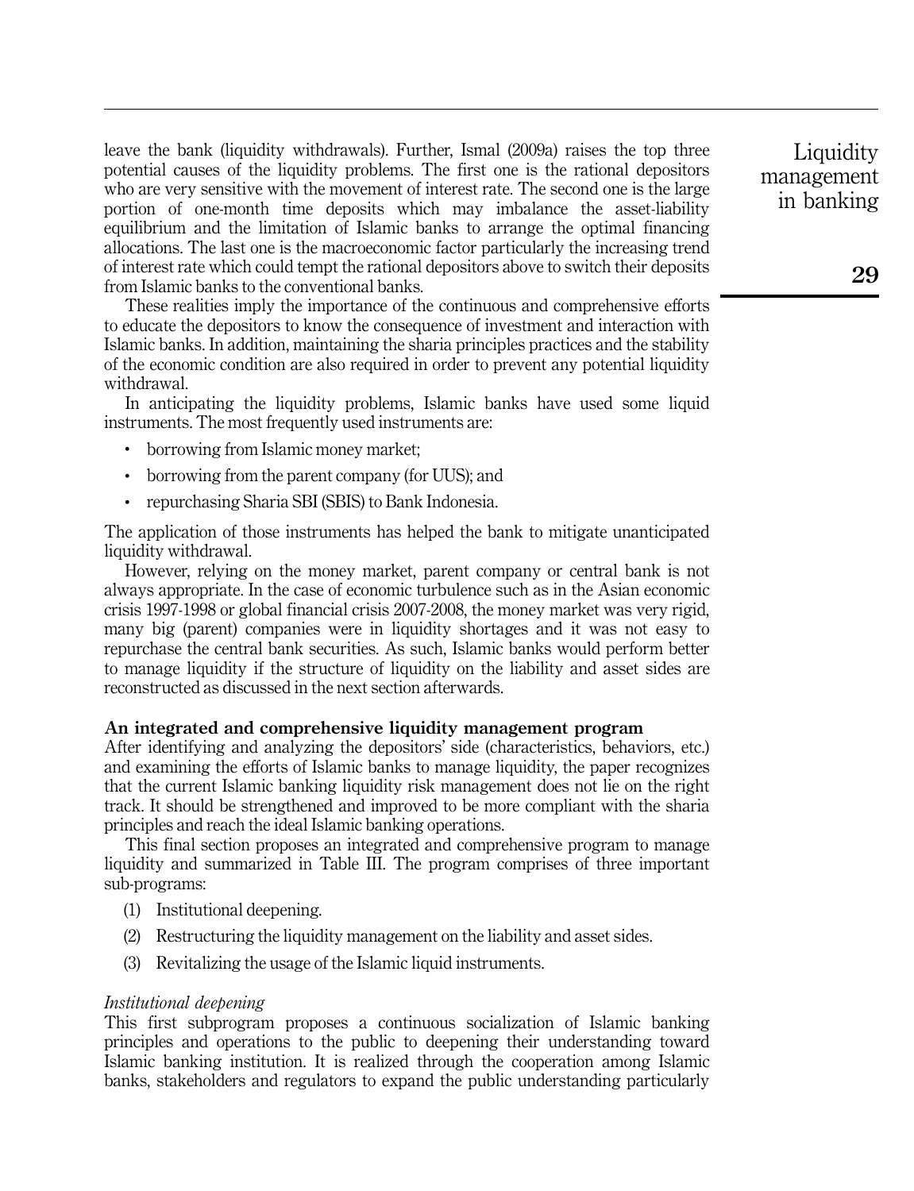leave the bank (liquidity withdrawals). Further, Ismal (2009a) raises the top three potential causes of the liquidity problems. The first one is the rational depositors who are very sensitive with the movement of interest rate. The second one is the large portion of one-month time deposits which may imbalance the asset-liability equilibrium and the limitation of Islamic banks to arrange the optimal financing allocations. The last one is the macroeconomic factor particularly the increasing trend of interest rate which could tempt the rational depositors above to switch their deposits from Islamic banks to the conventional banks.

These realities imply the importance of the continuous and comprehensive efforts to educate the depositors to know the consequence of investment and interaction with Islamic banks. In addition, maintaining the sharia principles practices and the stability of the economic condition are also required in order to prevent any potential liquidity withdrawal.

In anticipating the liquidity problems, Islamic banks have used some liquid instruments. The most frequently used instruments are:

- borrowing from Islamic money market;
- borrowing from the parent company (for UUS); and
- repurchasing Sharia SBI (SBIS) to Bank Indonesia.

The application of those instruments has helped the bank to mitigate unanticipated liquidity withdrawal.

However, relying on the money market, parent company or central bank is not always appropriate. In the case of economic turbulence such as in the Asian economic crisis 1997-1998 or global financial crisis 2007-2008, the money market was very rigid, many big (parent) companies were in liquidity shortages and it was not easy to repurchase the central bank securities. As such, Islamic banks would perform better to manage liquidity if the structure of liquidity on the liability and asset sides are reconstructed as discussed in the next section afterwards.

## An integrated and comprehensive liquidity management program

After identifying and analyzing the depositors' side (characteristics, behaviors, etc.) and examining the efforts of Islamic banks to manage liquidity, the paper recognizes that the current Islamic banking liquidity risk management does not lie on the right track. It should be strengthened and improved to be more compliant with the sharia principles and reach the ideal Islamic banking operations.

This final section proposes an integrated and comprehensive program to manage liquidity and summarized in Table III. The program comprises of three important sub-programs:

1. Institutional deepening.
2. Restructuring the liquidity management on the liability and asset sides.
3. Revitalizing the usage of the Islamic liquid instruments.

### *Institutional deepening*

This first subprogram proposes a continuous socialization of Islamic banking principles and operations to the public to deepening their understanding toward Islamic banking institution. It is realized through the cooperation among Islamic banks, stakeholders and regulators to expand the public understanding particularly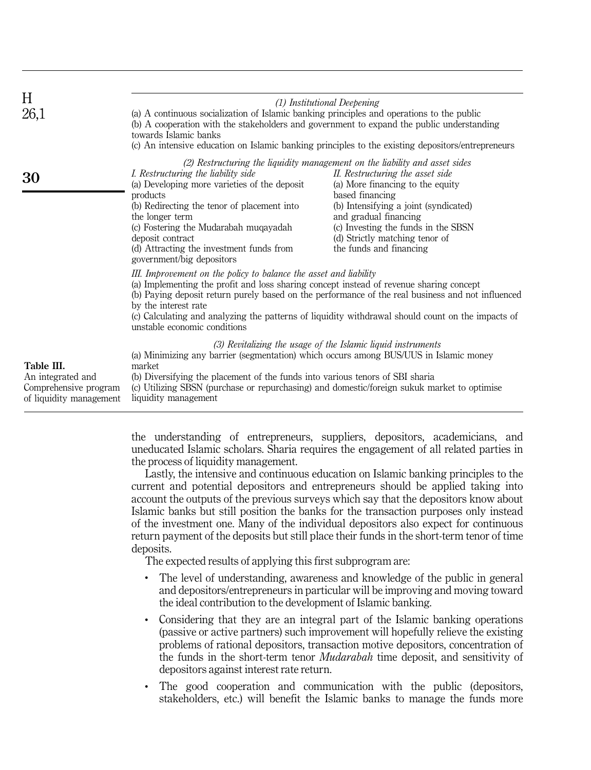**Table III.** An integrated and Comprehensive program of liquidity management

*(1) Institutional Deepening*

(a) A continuous socialization of Islamic banking principles and operations to the public
(b) A cooperation with the stakeholders and government to expand the public understanding towards Islamic banks
(c) An intensive education on Islamic banking principles to the existing depositors/entrepreneurs

*(2) Restructuring the liquidity management on the liability and asset sides*

| *I. Restructuring the liability side* | *II. Restructuring the asset side* |
|---|---|
| (a) Developing more varieties of the deposit products | (a) More financing to the equity based financing |
| (b) Redirecting the tenor of placement into the longer term | (b) Intensifying a joint (syndicated) and gradual financing |
| (c) Fostering the Mudarabah muqayadah deposit contract | (c) Investing the funds in the SBSN |
| (d) Attracting the investment funds from government/big depositors | (d) Strictly matching tenor of the funds and financing |

*III. Improvement on the policy to balance the asset and liability*

(a) Implementing the profit and loss sharing concept instead of revenue sharing concept
(b) Paying deposit return purely based on the performance of the real business and not influenced by the interest rate
(c) Calculating and analyzing the patterns of liquidity withdrawal should count on the impacts of unstable economic conditions

*(3) Revitalizing the usage of the Islamic liquid instruments*

(a) Minimizing any barrier (segmentation) which occurs among BUS/UUS in Islamic money market
(b) Diversifying the placement of the funds into various tenors of SBI sharia
(c) Utilizing SBSN (purchase or repurchasing) and domestic/foreign sukuk market to optimise liquidity management

the understanding of entrepreneurs, suppliers, depositors, academicians, and uneducated Islamic scholars. Sharia requires the engagement of all related parties in the process of liquidity management.

Lastly, the intensive and continuous education on Islamic banking principles to the current and potential depositors and entrepreneurs should be applied taking into account the outputs of the previous surveys which say that the depositors know about Islamic banks but still position the banks for the transaction purposes only instead of the investment one. Many of the individual depositors also expect for continuous return payment of the deposits but still place their funds in the short-term tenor of time deposits.

The expected results of applying this first subprogram are:

- The level of understanding, awareness and knowledge of the public in general and depositors/entrepreneurs in particular will be improving and moving toward the ideal contribution to the development of Islamic banking.
- Considering that they are an integral part of the Islamic banking operations (passive or active partners) such improvement will hopefully relieve the existing problems of rational depositors, transaction motive depositors, concentration of the funds in the short-term tenor *Mudarabah* time deposit, and sensitivity of depositors against interest rate return.
- The good cooperation and communication with the public (depositors, stakeholders, etc.) will benefit the Islamic banks to manage the funds more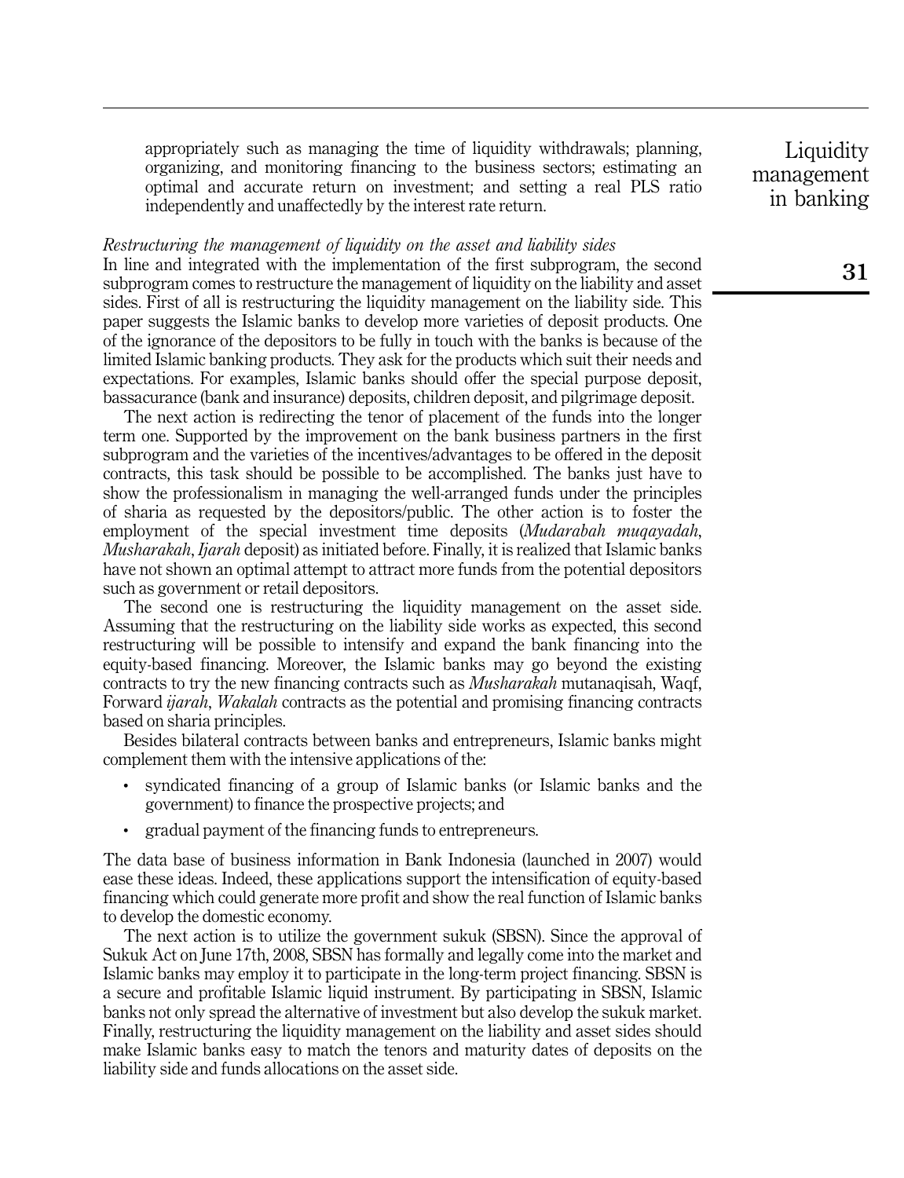appropriately such as managing the time of liquidity withdrawals; planning, organizing, and monitoring financing to the business sectors; estimating an optimal and accurate return on investment; and setting a real PLS ratio independently and unaffectedly by the interest rate return.

*Restructuring the management of liquidity on the asset and liability sides*

In line and integrated with the implementation of the first subprogram, the second subprogram comes to restructure the management of liquidity on the liability and asset sides. First of all is restructuring the liquidity management on the liability side. This paper suggests the Islamic banks to develop more varieties of deposit products. One of the ignorance of the depositors to be fully in touch with the banks is because of the limited Islamic banking products. They ask for the products which suit their needs and expectations. For examples, Islamic banks should offer the special purpose deposit, bassacurance (bank and insurance) deposits, children deposit, and pilgrimage deposit.

The next action is redirecting the tenor of placement of the funds into the longer term one. Supported by the improvement on the bank business partners in the first subprogram and the varieties of the incentives/advantages to be offered in the deposit contracts, this task should be possible to be accomplished. The banks just have to show the professionalism in managing the well-arranged funds under the principles of sharia as requested by the depositors/public. The other action is to foster the employment of the special investment time deposits (*Mudarabah muqayadah*, *Musharakah*, *Ijarah* deposit) as initiated before. Finally, it is realized that Islamic banks have not shown an optimal attempt to attract more funds from the potential depositors such as government or retail depositors.

The second one is restructuring the liquidity management on the asset side. Assuming that the restructuring on the liability side works as expected, this second restructuring will be possible to intensify and expand the bank financing into the equity-based financing. Moreover, the Islamic banks may go beyond the existing contracts to try the new financing contracts such as *Musharakah* mutanaqisah, Waqf, Forward *ijarah*, *Wakalah* contracts as the potential and promising financing contracts based on sharia principles.

Besides bilateral contracts between banks and entrepreneurs, Islamic banks might complement them with the intensive applications of the:

- syndicated financing of a group of Islamic banks (or Islamic banks and the government) to finance the prospective projects; and
- gradual payment of the financing funds to entrepreneurs.

The data base of business information in Bank Indonesia (launched in 2007) would ease these ideas. Indeed, these applications support the intensification of equity-based financing which could generate more profit and show the real function of Islamic banks to develop the domestic economy.

The next action is to utilize the government sukuk (SBSN). Since the approval of Sukuk Act on June 17th, 2008, SBSN has formally and legally come into the market and Islamic banks may employ it to participate in the long-term project financing. SBSN is a secure and profitable Islamic liquid instrument. By participating in SBSN, Islamic banks not only spread the alternative of investment but also develop the sukuk market. Finally, restructuring the liquidity management on the liability and asset sides should make Islamic banks easy to match the tenors and maturity dates of deposits on the liability side and funds allocations on the asset side.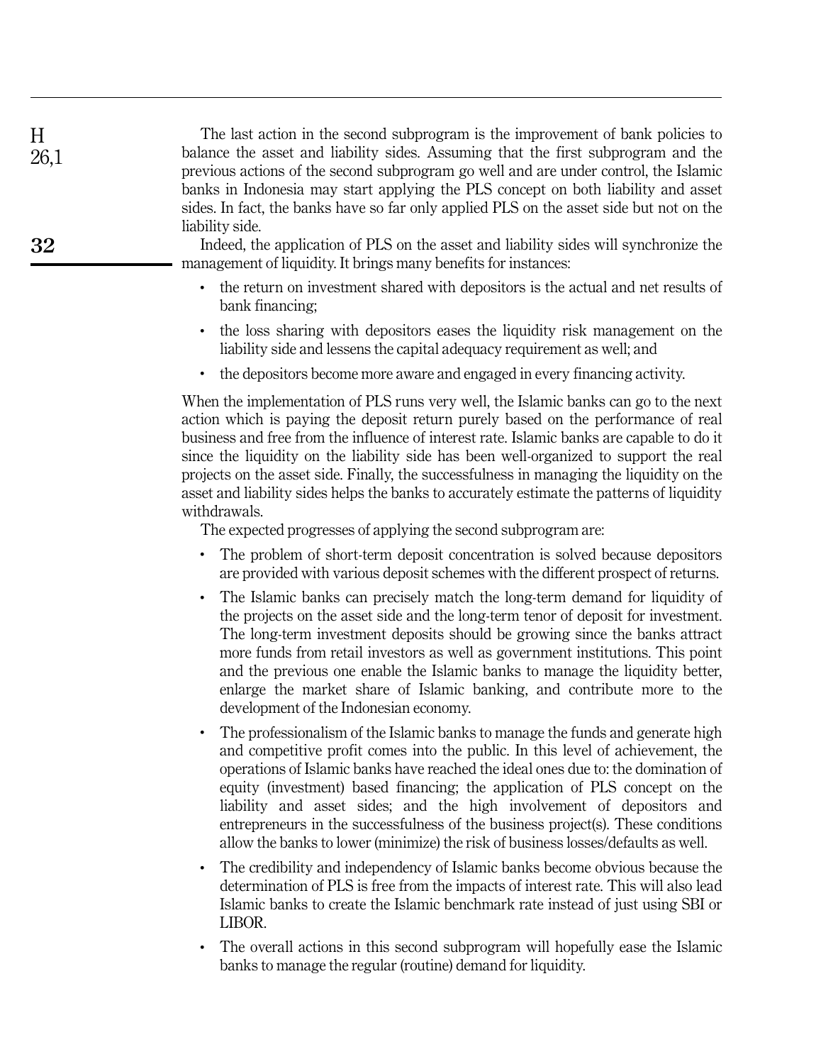The last action in the second subprogram is the improvement of bank policies to balance the asset and liability sides. Assuming that the first subprogram and the previous actions of the second subprogram go well and are under control, the Islamic banks in Indonesia may start applying the PLS concept on both liability and asset sides. In fact, the banks have so far only applied PLS on the asset side but not on the liability side.

Indeed, the application of PLS on the asset and liability sides will synchronize the management of liquidity. It brings many benefits for instances:

- the return on investment shared with depositors is the actual and net results of bank financing;
- the loss sharing with depositors eases the liquidity risk management on the liability side and lessens the capital adequacy requirement as well; and
- the depositors become more aware and engaged in every financing activity.

When the implementation of PLS runs very well, the Islamic banks can go to the next action which is paying the deposit return purely based on the performance of real business and free from the influence of interest rate. Islamic banks are capable to do it since the liquidity on the liability side has been well-organized to support the real projects on the asset side. Finally, the successfulness in managing the liquidity on the asset and liability sides helps the banks to accurately estimate the patterns of liquidity withdrawals.

The expected progresses of applying the second subprogram are:

- The problem of short-term deposit concentration is solved because depositors are provided with various deposit schemes with the different prospect of returns.
- The Islamic banks can precisely match the long-term demand for liquidity of the projects on the asset side and the long-term tenor of deposit for investment. The long-term investment deposits should be growing since the banks attract more funds from retail investors as well as government institutions. This point and the previous one enable the Islamic banks to manage the liquidity better, enlarge the market share of Islamic banking, and contribute more to the development of the Indonesian economy.
- The professionalism of the Islamic banks to manage the funds and generate high and competitive profit comes into the public. In this level of achievement, the operations of Islamic banks have reached the ideal ones due to: the domination of equity (investment) based financing; the application of PLS concept on the liability and asset sides; and the high involvement of depositors and entrepreneurs in the successfulness of the business project(s). These conditions allow the banks to lower (minimize) the risk of business losses/defaults as well.
- The credibility and independency of Islamic banks become obvious because the determination of PLS is free from the impacts of interest rate. This will also lead Islamic banks to create the Islamic benchmark rate instead of just using SBI or LIBOR.
- The overall actions in this second subprogram will hopefully ease the Islamic banks to manage the regular (routine) demand for liquidity.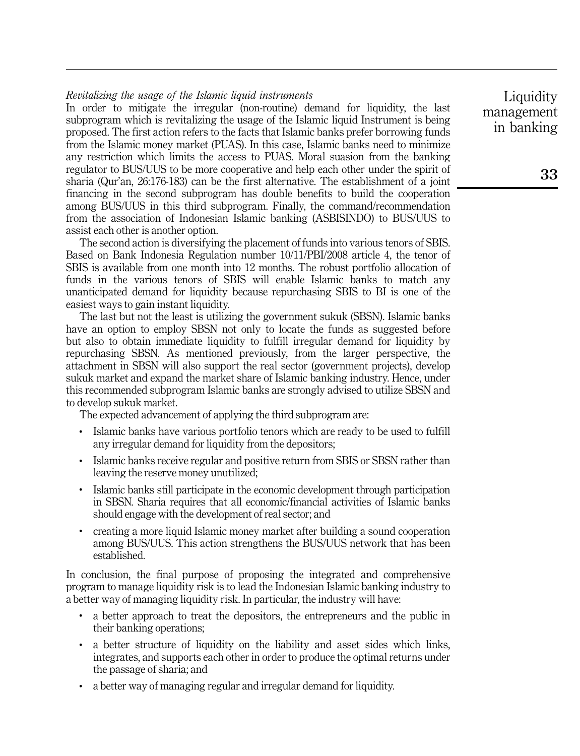*Revitalizing the usage of the Islamic liquid instruments*

In order to mitigate the irregular (non-routine) demand for liquidity, the last subprogram which is revitalizing the usage of the Islamic liquid Instrument is being proposed. The first action refers to the facts that Islamic banks prefer borrowing funds from the Islamic money market (PUAS). In this case, Islamic banks need to minimize any restriction which limits the access to PUAS. Moral suasion from the banking regulator to BUS/UUS to be more cooperative and help each other under the spirit of sharia (Qur'an, 26:176-183) can be the first alternative. The establishment of a joint financing in the second subprogram has double benefits to build the cooperation among BUS/UUS in this third subprogram. Finally, the command/recommendation from the association of Indonesian Islamic banking (ASBISINDO) to BUS/UUS to assist each other is another option.

The second action is diversifying the placement of funds into various tenors of SBIS. Based on Bank Indonesia Regulation number 10/11/PBI/2008 article 4, the tenor of SBIS is available from one month into 12 months. The robust portfolio allocation of funds in the various tenors of SBIS will enable Islamic banks to match any unanticipated demand for liquidity because repurchasing SBIS to BI is one of the easiest ways to gain instant liquidity.

The last but not the least is utilizing the government sukuk (SBSN). Islamic banks have an option to employ SBSN not only to locate the funds as suggested before but also to obtain immediate liquidity to fulfill irregular demand for liquidity by repurchasing SBSN. As mentioned previously, from the larger perspective, the attachment in SBSN will also support the real sector (government projects), develop sukuk market and expand the market share of Islamic banking industry. Hence, under this recommended subprogram Islamic banks are strongly advised to utilize SBSN and to develop sukuk market.

The expected advancement of applying the third subprogram are:

- Islamic banks have various portfolio tenors which are ready to be used to fulfill any irregular demand for liquidity from the depositors;
- Islamic banks receive regular and positive return from SBIS or SBSN rather than leaving the reserve money unutilized;
- Islamic banks still participate in the economic development through participation in SBSN. Sharia requires that all economic/financial activities of Islamic banks should engage with the development of real sector; and
- creating a more liquid Islamic money market after building a sound cooperation among BUS/UUS. This action strengthens the BUS/UUS network that has been established.

In conclusion, the final purpose of proposing the integrated and comprehensive program to manage liquidity risk is to lead the Indonesian Islamic banking industry to a better way of managing liquidity risk. In particular, the industry will have:

- a better approach to treat the depositors, the entrepreneurs and the public in their banking operations;
- a better structure of liquidity on the liability and asset sides which links, integrates, and supports each other in order to produce the optimal returns under the passage of sharia; and
- a better way of managing regular and irregular demand for liquidity.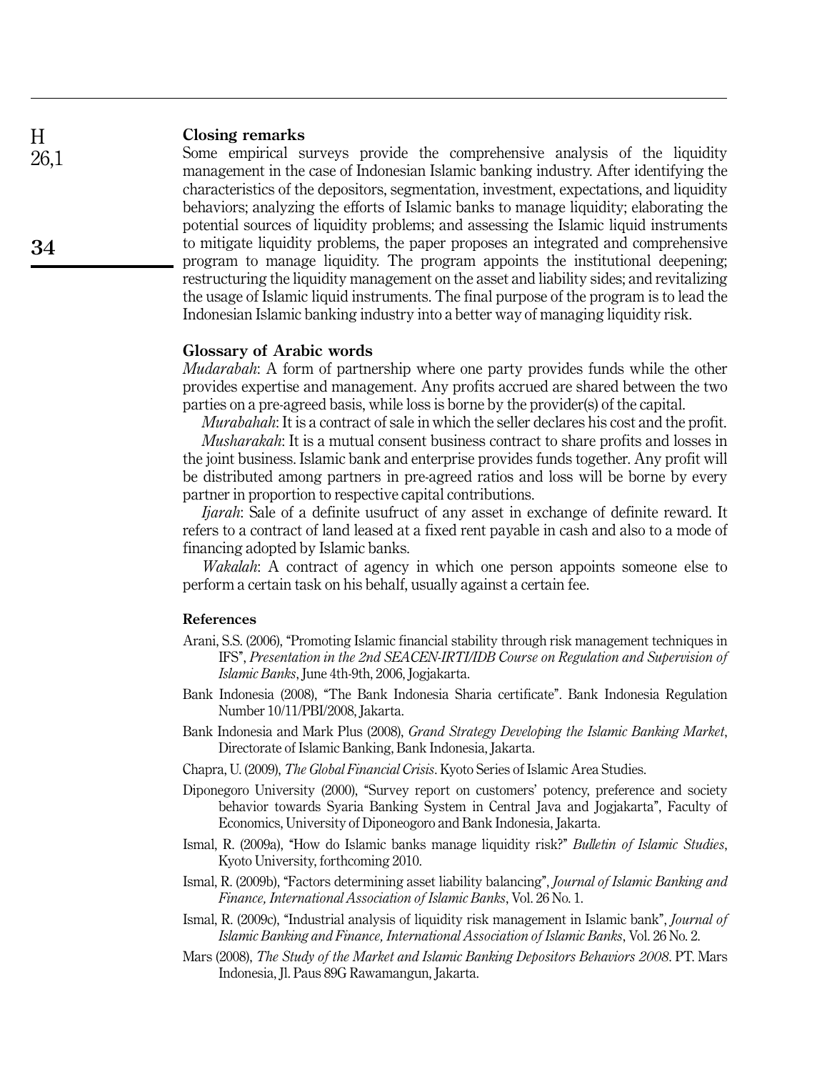## Closing remarks

Some empirical surveys provide the comprehensive analysis of the liquidity management in the case of Indonesian Islamic banking industry. After identifying the characteristics of the depositors, segmentation, investment, expectations, and liquidity behaviors; analyzing the efforts of Islamic banks to manage liquidity; elaborating the potential sources of liquidity problems; and assessing the Islamic liquid instruments to mitigate liquidity problems, the paper proposes an integrated and comprehensive program to manage liquidity. The program appoints the institutional deepening; restructuring the liquidity management on the asset and liability sides; and revitalizing the usage of Islamic liquid instruments. The final purpose of the program is to lead the Indonesian Islamic banking industry into a better way of managing liquidity risk.

## Glossary of Arabic words

*Mudarabah*: A form of partnership where one party provides funds while the other provides expertise and management. Any profits accrued are shared between the two parties on a pre-agreed basis, while loss is borne by the provider(s) of the capital.

*Murabahah*: It is a contract of sale in which the seller declares his cost and the profit.

*Musharakah*: It is a mutual consent business contract to share profits and losses in the joint business. Islamic bank and enterprise provides funds together. Any profit will be distributed among partners in pre-agreed ratios and loss will be borne by every partner in proportion to respective capital contributions.

*Ijarah*: Sale of a definite usufruct of any asset in exchange of definite reward. It refers to a contract of land leased at a fixed rent payable in cash and also to a mode of financing adopted by Islamic banks.

*Wakalah*: A contract of agency in which one person appoints someone else to perform a certain task on his behalf, usually against a certain fee.

## References

Arani, S.S. (2006), "Promoting Islamic financial stability through risk management techniques in IFS", *Presentation in the 2nd SEACEN-IRTI/IDB Course on Regulation and Supervision of Islamic Banks*, June 4th-9th, 2006, Jogjakarta.

Bank Indonesia (2008), "The Bank Indonesia Sharia certificate". Bank Indonesia Regulation Number 10/11/PBI/2008, Jakarta.

Bank Indonesia and Mark Plus (2008), *Grand Strategy Developing the Islamic Banking Market*, Directorate of Islamic Banking, Bank Indonesia, Jakarta.

Chapra, U. (2009), *The Global Financial Crisis*. Kyoto Series of Islamic Area Studies.

Diponegoro University (2000), "Survey report on customers' potency, preference and society behavior towards Syaria Banking System in Central Java and Jogjakarta", Faculty of Economics, University of Diponeogoro and Bank Indonesia, Jakarta.

Ismal, R. (2009a), "How do Islamic banks manage liquidity risk?" *Bulletin of Islamic Studies*, Kyoto University, forthcoming 2010.

Ismal, R. (2009b), "Factors determining asset liability balancing", *Journal of Islamic Banking and Finance, International Association of Islamic Banks*, Vol. 26 No. 1.

Ismal, R. (2009c), "Industrial analysis of liquidity risk management in Islamic bank", *Journal of Islamic Banking and Finance, International Association of Islamic Banks*, Vol. 26 No. 2.

Mars (2008), *The Study of the Market and Islamic Banking Depositors Behaviors 2008*. PT. Mars Indonesia, Jl. Paus 89G Rawamangun, Jakarta.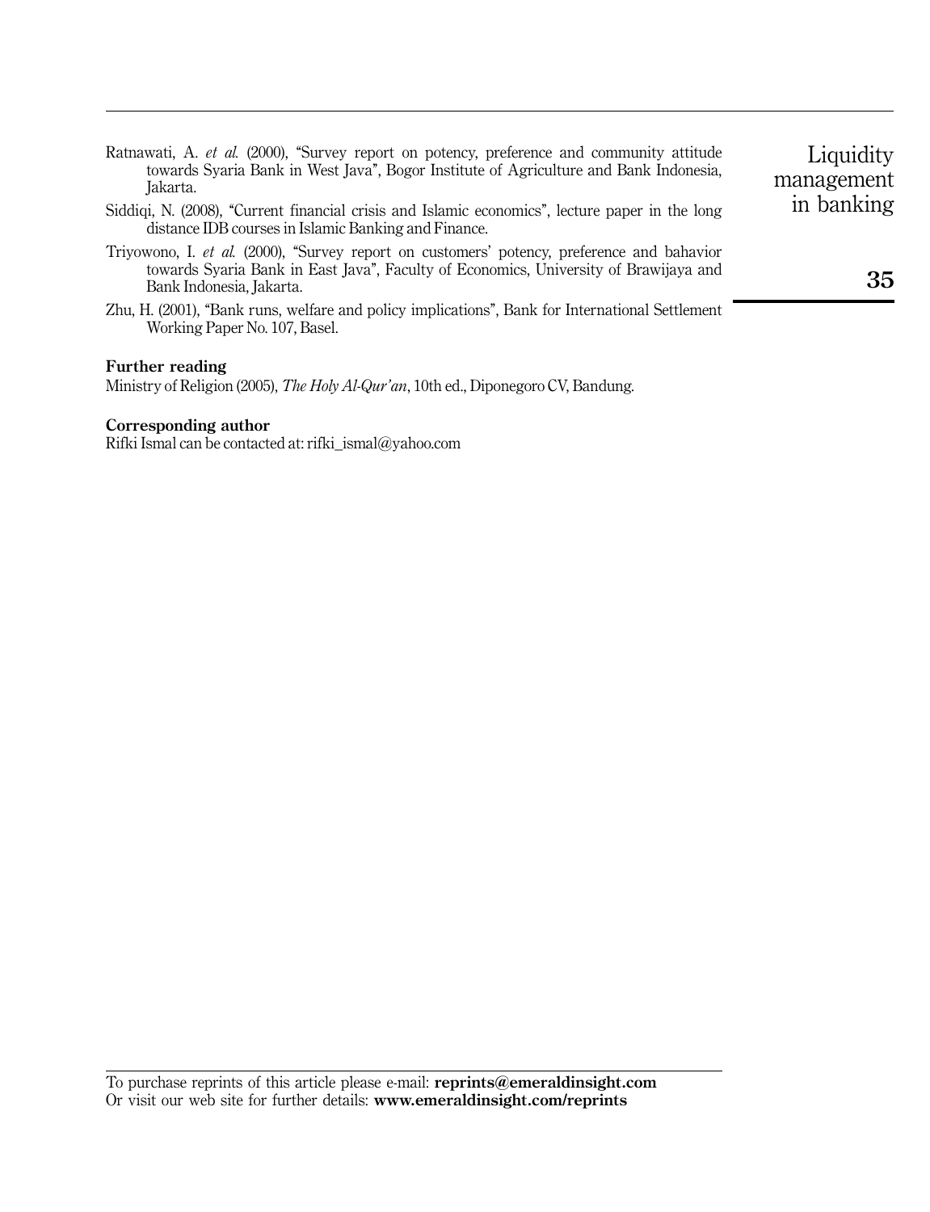Ratnawati, A. *et al.* (2000), "Survey report on potency, preference and community attitude towards Syaria Bank in West Java", Bogor Institute of Agriculture and Bank Indonesia, Jakarta.

Siddiqi, N. (2008), "Current financial crisis and Islamic economics", lecture paper in the long distance IDB courses in Islamic Banking and Finance.

Triyowono, I. *et al.* (2000), "Survey report on customers' potency, preference and bahavior towards Syaria Bank in East Java", Faculty of Economics, University of Brawijaya and Bank Indonesia, Jakarta.

Zhu, H. (2001), "Bank runs, welfare and policy implications", Bank for International Settlement Working Paper No. 107, Basel.

**Further reading**

Ministry of Religion (2005), *The Holy Al-Qur'an*, 10th ed., Diponegoro CV, Bandung.

**Corresponding author**

Rifki Ismal can be contacted at: rifki_ismal@yahoo.com

To purchase reprints of this article please e-mail: **reprints@emeraldinsight.com**
Or visit our web site for further details: **www.emeraldinsight.com/reprints**